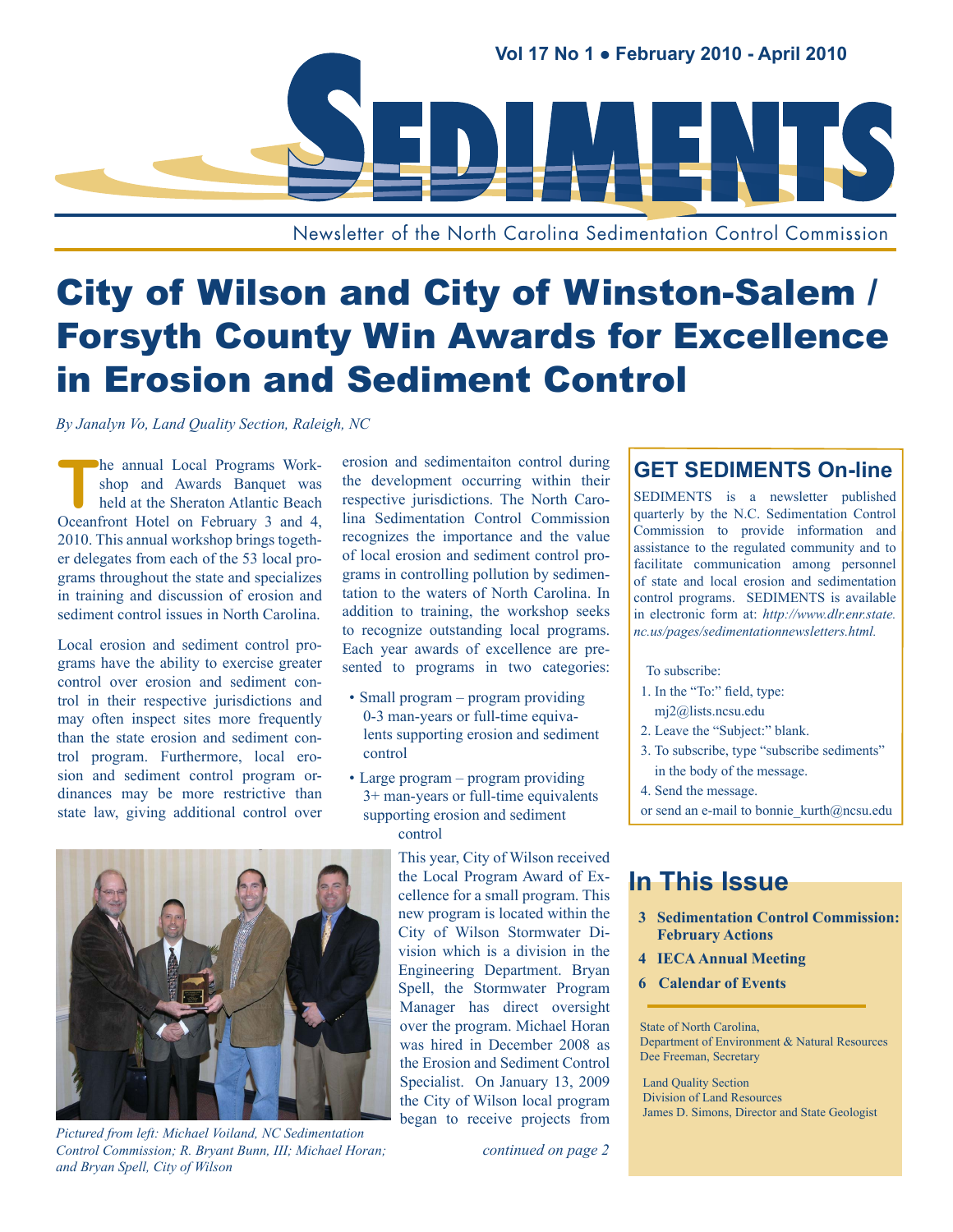# SEDIMENTS

Newsletter of the North Carolina Sedimentation Control Commission

# City of Wilson and City of Winston-Salem / Forsyth County Win Awards for Excellence in Erosion and Sediment Control

*By Janalyn Vo, Land Quality Section, Raleigh, NC*

The annual Local Programs Workshop and Awards Banquet was held at the Sheraton Atlantic Beach Oceanfront Hotel on February 3 and 4, 2010. This annual workshop brings together delegates from each of the 53 local programs throughout the state and specializes in training and discussion of erosion and sediment control issues in North Carolina.

Local erosion and sediment control programs have the ability to exercise greater control over erosion and sediment control in their respective jurisdictions and may often inspect sites more frequently than the state erosion and sediment control program. Furthermore, local erosion and sediment control program ordinances may be more restrictive than state law, giving additional control over erosion and sedimentaiton control during the development occurring within their respective jurisdictions. The North Carolina Sedimentation Control Commission recognizes the importance and the value of local erosion and sediment control programs in controlling pollution by sedimentation to the waters of North Carolina. In addition to training, the workshop seeks to recognize outstanding local programs. Each year awards of excellence are presented to programs in two categories:

- Small program – program providing 0-3 man-years or full-time equivalents supporting erosion and sediment control
- Large program – program providing 3+ man-years or full-time equivalents supporting erosion and sediment control

This year, City of Wilson received the Local Program Award of Excellence for a small program. This new program is located within the City of Wilson Stormwater Division which is a division in the Engineering Department. Bryan Spell, the Stormwater Program Manager has direct oversight over the program. Michael Horan was hired in December 2008 as the Erosion and Sediment Control Specialist. On January 13, 2009 the City of Wilson local program began to receive projects from

*continued on page 2*

*Pictured from left: Michael Voiland, NC Sedimentation Control Commission; R. Bryant Bunn, III; Michael Horan; and Bryan Spell, City of Wilson*

## GET SEDIMENTS On-line

SEDIMENTS is a newsletter published quarterly by the N.C. Sedimentation Control Commission to provide information and assistance to the regulated community and to facilitate communication among personnel of state and local erosion and sedimentation control programs. SEDIMENTS is available in electronic form at: *http://www.dlr.enr.state.nc.us/pages/sedimentationnewsletters.html.*

To subscribe:

1. In the "To:" field, type: mj2@lists.ncsu.edu
2. Leave the "Subject:" blank.
3. To subscribe, type "subscribe sediments" in the body of the message.
4. Send the message.

or send an e-mail to bonnie_kurth@ncsu.edu

## In This Issue

- **3 Sedimentation Control Commission: February Actions**
- **4 IECA Annual Meeting**
- **6 Calendar of Events**

State of North Carolina,
Department of Environment & Natural Resources
Dee Freeman, Secretary

Land Quality Section
Division of Land Resources
James D. Simons, Director and State Geologist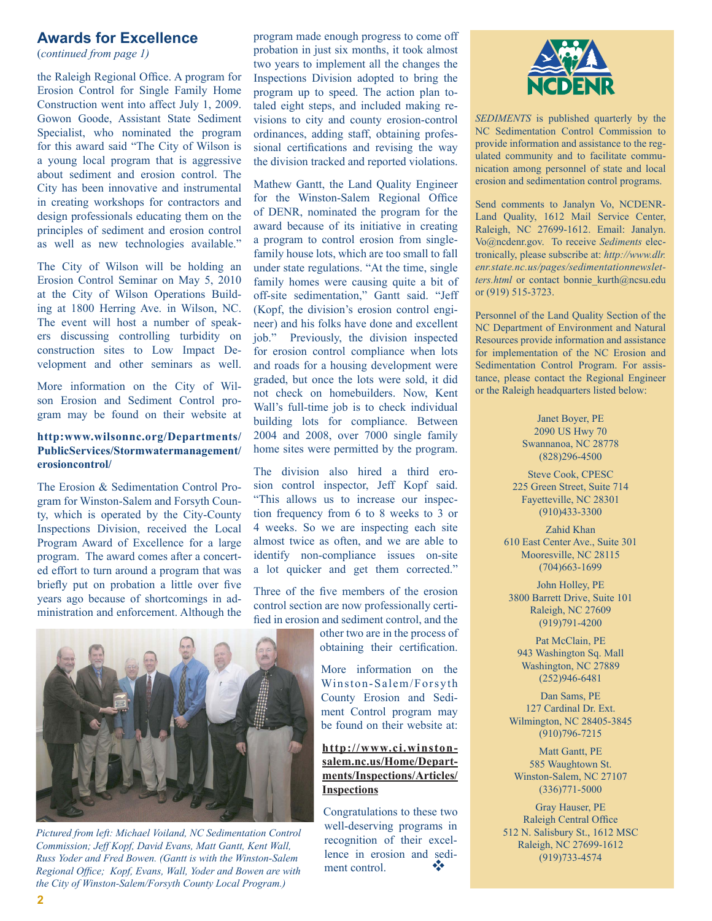## Awards for Excellence

(*continued from page 1)*

the Raleigh Regional Office. A program for Erosion Control for Single Family Home Construction went into affect July 1, 2009. Gowon Goode, Assistant State Sediment Specialist, who nominated the program for this award said "The City of Wilson is a young local program that is aggressive about sediment and erosion control. The City has been innovative and instrumental in creating workshops for contractors and design professionals educating them on the principles of sediment and erosion control as well as new technologies available."

The City of Wilson will be holding an Erosion Control Seminar on May 5, 2010 at the City of Wilson Operations Building at 1800 Herring Ave. in Wilson, NC. The event will host a number of speakers discussing controlling turbidity on construction sites to Low Impact Development and other seminars as well.

More information on the City of Wilson Erosion and Sediment Control program may be found on their website at

**http:www.wilsonnc.org/Departments/PublicServices/Stormwatermanagement/erosioncontrol/**

The Erosion & Sedimentation Control Program for Winston-Salem and Forsyth County, which is operated by the City-County Inspections Division, received the Local Program Award of Excellence for a large program. The award comes after a concerted effort to turn around a program that was briefly put on probation a little over five years ago because of shortcomings in administration and enforcement. Although the program made enough progress to come off probation in just six months, it took almost two years to implement all the changes the Inspections Division adopted to bring the program up to speed. The action plan totaled eight steps, and included making revisions to city and county erosion-control ordinances, adding staff, obtaining professional certifications and revising the way the division tracked and reported violations.

Mathew Gantt, the Land Quality Engineer for the Winston-Salem Regional Office of DENR, nominated the program for the award because of its initiative in creating a program to control erosion from single-family house lots, which are too small to fall under state regulations. "At the time, single family homes were causing quite a bit of off-site sedimentation," Gantt said. "Jeff (Kopf, the division's erosion control engineer) and his folks have done and excellent job." Previously, the division inspected for erosion control compliance when lots and roads for a housing development were graded, but once the lots were sold, it did not check on homebuilders. Now, Kent Wall's full-time job is to check individual building lots for compliance. Between 2004 and 2008, over 7000 single family home sites were permitted by the program.

The division also hired a third erosion control inspector, Jeff Kopf said. "This allows us to increase our inspection frequency from 6 to 8 weeks to 3 or 4 weeks. So we are inspecting each site almost twice as often, and we are able to identify non-compliance issues on-site a lot quicker and get them corrected."

Three of the five members of the erosion control section are now professionally certified in erosion and sediment control, and the other two are in the process of obtaining their certification.

More information on the Winston-Salem/Forsyth County Erosion and Sediment Control program may be found on their website at:

**http://www.ci.winston-salem.nc.us/Home/Departments/Inspections/Articles/Inspections**

*Pictured from left: Michael Voiland, NC Sedimentation Control Commission; Jeff Kopf, David Evans, Matt Gantt, Kent Wall, Russ Yoder and Fred Bowen. (Gantt is with the Winston-Salem Regional Office; Kopf, Evans, Wall, Yoder and Bowen are with the City of Winston-Salem/Forsyth County Local Program.)*

Congratulations to these two well-deserving programs in recognition of their excellence in erosion and sediment control.

---

NCDENR

*SEDIMENTS* is published quarterly by the NC Sedimentation Control Commission to provide information and assistance to the regulated community and to facilitate communication among personnel of state and local erosion and sedimentation control programs.

Send comments to Janalyn Vo, NCDENR-Land Quality, 1612 Mail Service Center, Raleigh, NC 27699-1612. Email: Janalyn.Vo@ncdenr.gov. To receive *Sediments* electronically, please subscribe at: *http://www.dlr.enr.state.nc.us/pages/sedimentationnewsletters.html* or contact bonnie_kurth@ncsu.edu or (919) 515-3723.

Personnel of the Land Quality Section of the NC Department of Environment and Natural Resources provide information and assistance for implementation of the NC Erosion and Sedimentation Control Program. For assistance, please contact the Regional Engineer or the Raleigh headquarters listed below:

Janet Boyer, PE
2090 US Hwy 70
Swannanoa, NC 28778
(828)296-4500

Steve Cook, CPESC
225 Green Street, Suite 714
Fayetteville, NC 28301
(910)433-3300

Zahid Khan
610 East Center Ave., Suite 301
Mooresville, NC 28115
(704)663-1699

John Holley, PE
3800 Barrett Drive, Suite 101
Raleigh, NC 27609
(919)791-4200

Pat McClain, PE
943 Washington Sq. Mall
Washington, NC 27889
(252)946-6481

Dan Sams, PE
127 Cardinal Dr. Ext.
Wilmington, NC 28405-3845
(910)796-7215

Matt Gantt, PE
585 Waughtown St.
Winston-Salem, NC 27107
(336)771-5000

Gray Hauser, PE
Raleigh Central Office
512 N. Salisbury St., 1612 MSC
Raleigh, NC 27699-1612
(919)733-4574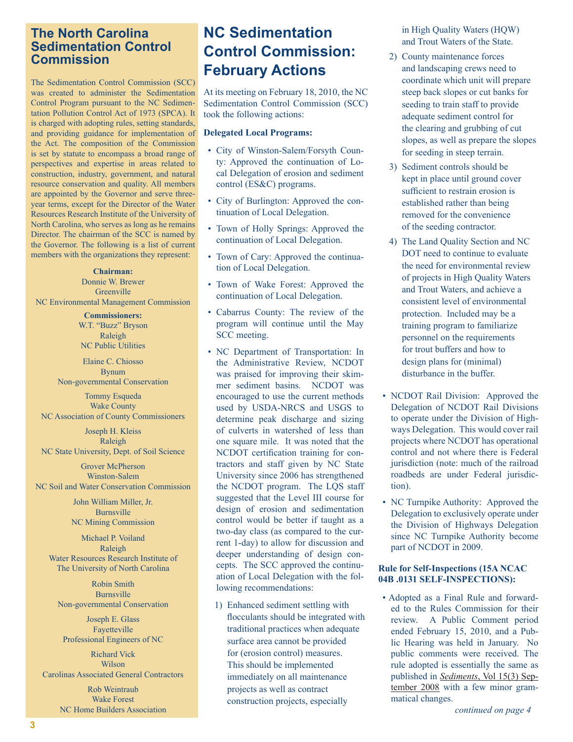## The North Carolina Sedimentation Control Commission

The Sedimentation Control Commission (SCC) was created to administer the Sedimentation Control Program pursuant to the NC Sedimentation Pollution Control Act of 1973 (SPCA). It is charged with adopting rules, setting standards, and providing guidance for implementation of the Act. The composition of the Commission is set by statute to encompass a broad range of perspectives and expertise in areas related to construction, industry, government, and natural resource conservation and quality. All members are appointed by the Governor and serve three-year terms, except for the Director of the Water Resources Research Institute of the University of North Carolina, who serves as long as he remains Director. The chairman of the SCC is named by the Governor. The following is a list of current members with the organizations they represent:

**Chairman:**
Donnie W. Brewer
Greenville
NC Environmental Management Commission

**Commissioners:**

W.T. "Buzz" Bryson
Raleigh
NC Public Utilities

Elaine C. Chiosso
Bynum
Non-governmental Conservation

Tommy Esqueda
Wake County
NC Association of County Commissioners

Joseph H. Kleiss
Raleigh
NC State University, Dept. of Soil Science

Grover McPherson
Winston-Salem
NC Soil and Water Conservation Commission

John William Miller, Jr.
Burnsville
NC Mining Commission

Michael P. Voiland
Raleigh
Water Resources Research Institute of The University of North Carolina

Robin Smith
Burnsville
Non-governmental Conservation

Joseph E. Glass
Fayetteville
Professional Engineers of NC

Richard Vick
Wilson
Carolinas Associated General Contractors

Rob Weintraub
Wake Forest
NC Home Builders Association

# NC Sedimentation Control Commission: February Actions

At its meeting on February 18, 2010, the NC Sedimentation Control Commission (SCC) took the following actions:

**Delegated Local Programs:**

- City of Winston-Salem/Forsyth County: Approved the continuation of Local Delegation of erosion and sediment control (ES&C) programs.
- City of Burlington: Approved the continuation of Local Delegation.
- Town of Holly Springs: Approved the continuation of Local Delegation.
- Town of Cary: Approved the continuation of Local Delegation.
- Town of Wake Forest: Approved the continuation of Local Delegation.
- Cabarrus County: The review of the program will continue until the May SCC meeting.
- NC Department of Transportation: In the Administrative Review, NCDOT was praised for improving their skimmer sediment basins. NCDOT was encouraged to use the current methods used by USDA-NRCS and USGS to determine peak discharge and sizing of culverts in watershed of less than one square mile. It was noted that the NCDOT certification training for contractors and staff given by NC State University since 2006 has strengthened the NCDOT program. The LQS staff suggested that the Level III course for design of erosion and sedimentation control would be better if taught as a two-day class (as compared to the current 1-day) to allow for discussion and deeper understanding of design concepts. The SCC approved the continuation of Local Delegation with the following recommendations:
  1) Enhanced sediment settling with flocculants should be integrated with traditional practices when adequate surface area cannot be provided for (erosion control) measures. This should be implemented immediately on all maintenance projects as well as contract construction projects, especially in High Quality Waters (HQW) and Trout Waters of the State.
  2) County maintenance forces and landscaping crews need to coordinate which unit will prepare steep back slopes or cut banks for seeding to train staff to provide adequate sediment control for the clearing and grubbing of cut slopes, as well as prepare the slopes for seeding in steep terrain.
  3) Sediment controls should be kept in place until ground cover sufficient to restrain erosion is established rather than being removed for the convenience of the seeding contractor.
  4) The Land Quality Section and NC DOT need to continue to evaluate the need for environmental review of projects in High Quality Waters and Trout Waters, and achieve a consistent level of environmental protection. Included may be a training program to familiarize personnel on the requirements for trout buffers and how to design plans for (minimal) disturbance in the buffer.
- NCDOT Rail Division: Approved the Delegation of NCDOT Rail Divisions to operate under the Division of Highways Delegation. This would cover rail projects where NCDOT has operational control and not where there is Federal jurisdiction (note: much of the railroad roadbeds are under Federal jurisdiction).
- NC Turnpike Authority: Approved the Delegation to exclusively operate under the Division of Highways Delegation since NC Turnpike Authority become part of NCDOT in 2009.

**Rule for Self-Inspections (15A NCAC 04B .0131 SELF-INSPECTIONS):**

- Adopted as a Final Rule and forwarded to the Rules Commission for their review. A Public Comment period ended February 15, 2010, and a Public Hearing was held in January. No public comments were received. The rule adopted is essentially the same as published in *Sediments*, Vol 15(3) September 2008 with a few minor grammatical changes.

*continued on page 4*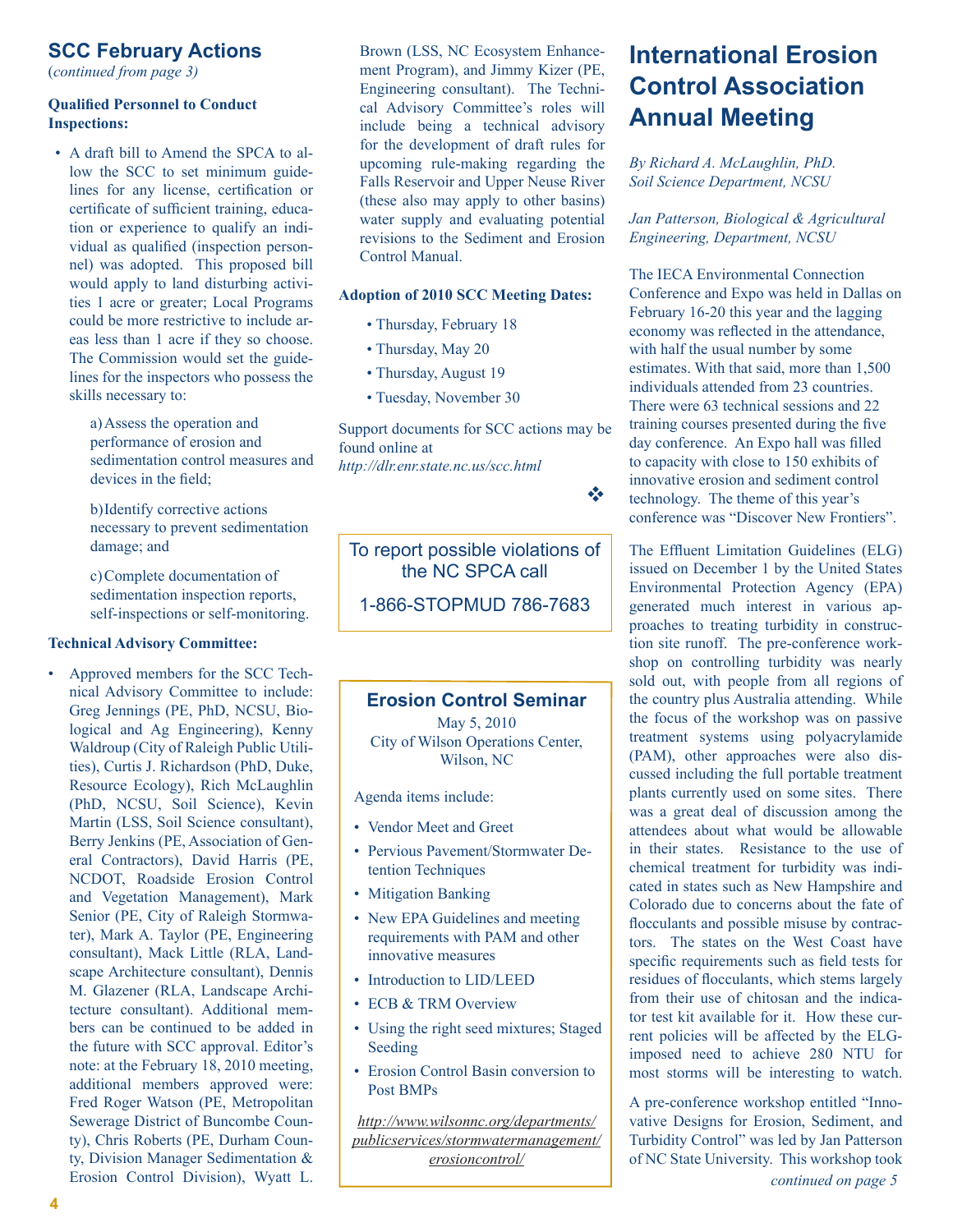## SCC February Actions

(*continued from page 3*)

**Qualified Personnel to Conduct Inspections:**

- A draft bill to Amend the SPCA to allow the SCC to set minimum guidelines for any license, certification or certificate of sufficient training, education or experience to qualify an individual as qualified (inspection personnel) was adopted. This proposed bill would apply to land disturbing activities 1 acre or greater; Local Programs could be more restrictive to include areas less than 1 acre if they so choose. The Commission would set the guidelines for the inspectors who possess the skills necessary to:

    a) Assess the operation and performance of erosion and sedimentation control measures and devices in the field;

    b) Identify corrective actions necessary to prevent sedimentation damage; and

    c) Complete documentation of sedimentation inspection reports, self-inspections or self-monitoring.

**Technical Advisory Committee:**

- Approved members for the SCC Technical Advisory Committee to include: Greg Jennings (PE, PhD, NCSU, Biological and Ag Engineering), Kenny Waldroup (City of Raleigh Public Utilities), Curtis J. Richardson (PhD, Duke, Resource Ecology), Rich McLaughlin (PhD, NCSU, Soil Science), Kevin Martin (LSS, Soil Science consultant), Berry Jenkins (PE, Association of General Contractors), David Harris (PE, NCDOT, Roadside Erosion Control and Vegetation Management), Mark Senior (PE, City of Raleigh Stormwater), Mark A. Taylor (PE, Engineering consultant), Mack Little (RLA, Landscape Architecture consultant), Dennis M. Glazener (RLA, Landscape Architecture consultant). Additional members can be continued to be added in the future with SCC approval. Editor's note: at the February 18, 2010 meeting, additional members approved were: Fred Roger Watson (PE, Metropolitan Sewerage District of Buncombe County), Chris Roberts (PE, Durham County, Division Manager Sedimentation & Erosion Control Division), Wyatt L. Brown (LSS, NC Ecosystem Enhancement Program), and Jimmy Kizer (PE, Engineering consultant). The Technical Advisory Committee's roles will include being a technical advisory for the development of draft rules for upcoming rule-making regarding the Falls Reservoir and Upper Neuse River (these also may apply to other basins) water supply and evaluating potential revisions to the Sediment and Erosion Control Manual.

**Adoption of 2010 SCC Meeting Dates:**

- Thursday, February 18
- Thursday, May 20
- Thursday, August 19
- Tuesday, November 30

Support documents for SCC actions may be found online at *http://dlr.enr.state.nc.us/scc.html*

❖

To report possible violations of the NC SPCA call

1-866-STOPMUD 786-7683

### Erosion Control Seminar

May 5, 2010
City of Wilson Operations Center,
Wilson, NC

Agenda items include:

- Vendor Meet and Greet
- Pervious Pavement/Stormwater Detention Techniques
- Mitigation Banking
- New EPA Guidelines and meeting requirements with PAM and other innovative measures
- Introduction to LID/LEED
- ECB & TRM Overview
- Using the right seed mixtures; Staged Seeding
- Erosion Control Basin conversion to Post BMPs

*http://www.wilsonnc.org/departments/publicservices/stormwatermanagement/erosioncontrol/*

## International Erosion Control Association Annual Meeting

*By Richard A. McLaughlin, PhD.*
*Soil Science Department, NCSU*

*Jan Patterson, Biological & Agricultural Engineering, Department, NCSU*

The IECA Environmental Connection Conference and Expo was held in Dallas on February 16-20 this year and the lagging economy was reflected in the attendance, with half the usual number by some estimates. With that said, more than 1,500 individuals attended from 23 countries. There were 63 technical sessions and 22 training courses presented during the five day conference. An Expo hall was filled to capacity with close to 150 exhibits of innovative erosion and sediment control technology. The theme of this year's conference was "Discover New Frontiers".

The Effluent Limitation Guidelines (ELG) issued on December 1 by the United States Environmental Protection Agency (EPA) generated much interest in various approaches to treating turbidity in construction site runoff. The pre-conference workshop on controlling turbidity was nearly sold out, with people from all regions of the country plus Australia attending. While the focus of the workshop was on passive treatment systems using polyacrylamide (PAM), other approaches were also discussed including the full portable treatment plants currently used on some sites. There was a great deal of discussion among the attendees about what would be allowable in their states. Resistance to the use of chemical treatment for turbidity was indicated in states such as New Hampshire and Colorado due to concerns about the fate of flocculants and possible misuse by contractors. The states on the West Coast have specific requirements such as field tests for residues of flocculants, which stems largely from their use of chitosan and the indicator test kit available for it. How these current policies will be affected by the ELG-imposed need to achieve 280 NTU for most storms will be interesting to watch.

A pre-conference workshop entitled "Innovative Designs for Erosion, Sediment, and Turbidity Control" was led by Jan Patterson of NC State University. This workshop took

*continued on page 5*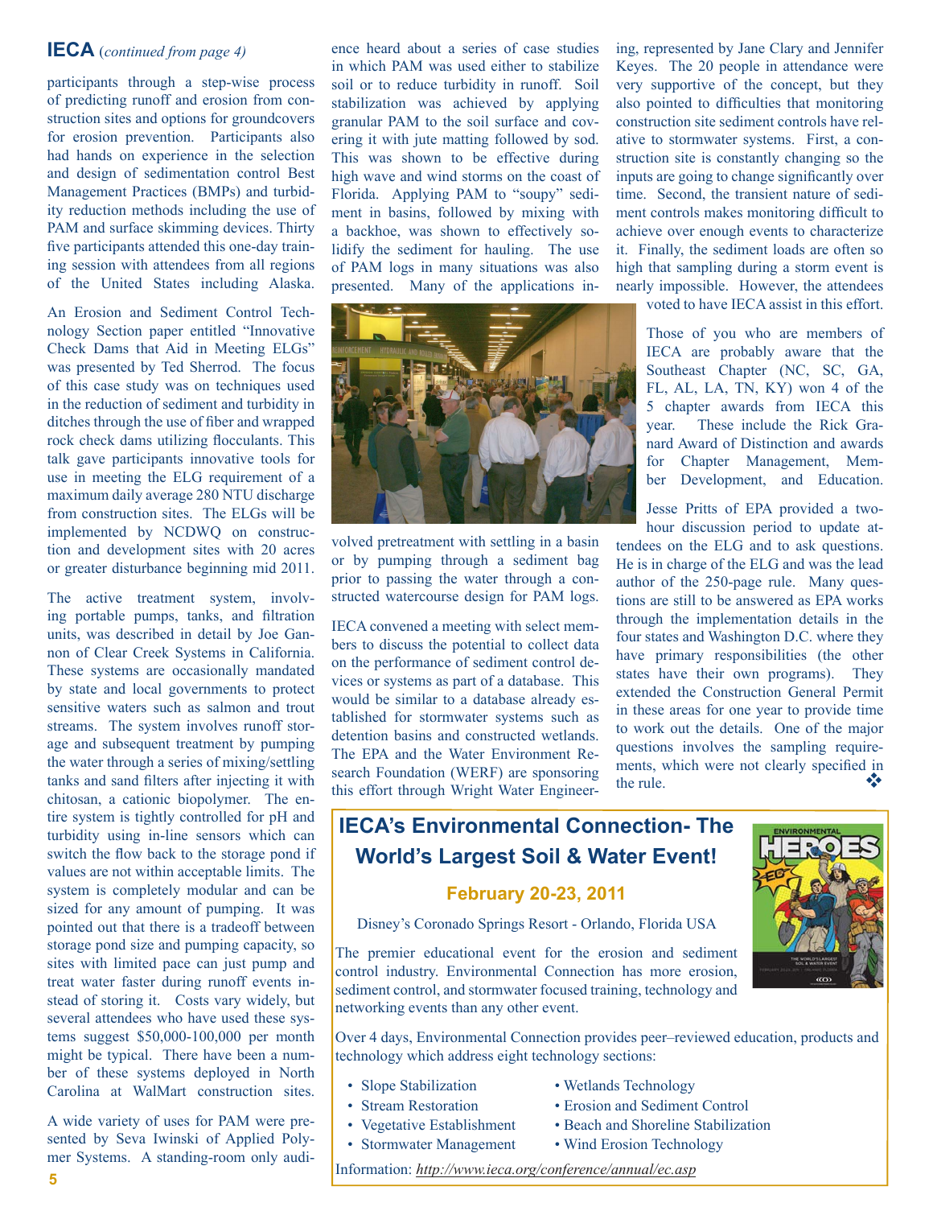## IECA (*continued from page 4*)

participants through a step-wise process of predicting runoff and erosion from construction sites and options for groundcovers for erosion prevention. Participants also had hands on experience in the selection and design of sedimentation control Best Management Practices (BMPs) and turbidity reduction methods including the use of PAM and surface skimming devices. Thirty five participants attended this one-day training session with attendees from all regions of the United States including Alaska.

An Erosion and Sediment Control Technology Section paper entitled "Innovative Check Dams that Aid in Meeting ELGs" was presented by Ted Sherrod. The focus of this case study was on techniques used in the reduction of sediment and turbidity in ditches through the use of fiber and wrapped rock check dams utilizing flocculants. This talk gave participants innovative tools for use in meeting the ELG requirement of a maximum daily average 280 NTU discharge from construction sites. The ELGs will be implemented by NCDWQ on construction and development sites with 20 acres or greater disturbance beginning mid 2011.

The active treatment system, involving portable pumps, tanks, and filtration units, was described in detail by Joe Gannon of Clear Creek Systems in California. These systems are occasionally mandated by state and local governments to protect sensitive waters such as salmon and trout streams. The system involves runoff storage and subsequent treatment by pumping the water through a series of mixing/settling tanks and sand filters after injecting it with chitosan, a cationic biopolymer. The entire system is tightly controlled for pH and turbidity using in-line sensors which can switch the flow back to the storage pond if values are not within acceptable limits. The system is completely modular and can be sized for any amount of pumping. It was pointed out that there is a tradeoff between storage pond size and pumping capacity, so sites with limited pace can just pump and treat water faster during runoff events instead of storing it. Costs vary widely, but several attendees who have used these systems suggest $50,000-100,000 per month might be typical. There have been a number of these systems deployed in North Carolina at WalMart construction sites.

A wide variety of uses for PAM were presented by Seva Iwinski of Applied Polymer Systems. A standing-room only audience heard about a series of case studies in which PAM was used either to stabilize soil or to reduce turbidity in runoff. Soil stabilization was achieved by applying granular PAM to the soil surface and covering it with jute matting followed by sod. This was shown to be effective during high wave and wind storms on the coast of Florida. Applying PAM to "soupy" sediment in basins, followed by mixing with a backhoe, was shown to effectively solidify the sediment for hauling. The use of PAM logs in many situations was also presented. Many of the applications involved pretreatment with settling in a basin or by pumping through a sediment bag prior to passing the water through a constructed watercourse design for PAM logs.

IECA convened a meeting with select members to discuss the potential to collect data on the performance of sediment control devices or systems as part of a database. This would be similar to a database already established for stormwater systems such as detention basins and constructed wetlands. The EPA and the Water Environment Research Foundation (WERF) are sponsoring this effort through Wright Water Engineering, represented by Jane Clary and Jennifer Keyes. The 20 people in attendance were very supportive of the concept, but they also pointed to difficulties that monitoring construction site sediment controls have relative to stormwater systems. First, a construction site is constantly changing so the inputs are going to change significantly over time. Second, the transient nature of sediment controls makes monitoring difficult to achieve over enough events to characterize it. Finally, the sediment loads are often so high that sampling during a storm event is nearly impossible. However, the attendees voted to have IECA assist in this effort.

Those of you who are members of IECA are probably aware that the Southeast Chapter (NC, SC, GA, FL, AL, LA, TN, KY) won 4 of the 5 chapter awards from IECA this year. These include the Rick Granard Award of Distinction and awards for Chapter Management, Member Development, and Education.

Jesse Pritts of EPA provided a two-hour discussion period to update attendees on the ELG and to ask questions. He is in charge of the ELG and was the lead author of the 250-page rule. Many questions are still to be answered as EPA works through the implementation details in the four states and Washington D.C. where they have primary responsibilities (the other states have their own programs). They extended the Construction General Permit in these areas for one year to provide time to work out the details. One of the major questions involves the sampling requirements, which were not clearly specified in the rule.

## IECA's Environmental Connection- The World's Largest Soil & Water Event!

**February 20-23, 2011**

Disney's Coronado Springs Resort - Orlando, Florida USA

The premier educational event for the erosion and sediment control industry. Environmental Connection has more erosion, sediment control, and stormwater focused training, technology and networking events than any other event.

Over 4 days, Environmental Connection provides peer–reviewed education, products and technology which address eight technology sections:

- Slope Stabilization
- Stream Restoration
- Vegetative Establishment
- Stormwater Management
- Wetlands Technology
- Erosion and Sediment Control
- Beach and Shoreline Stabilization
- Wind Erosion Technology

Information: *http://www.ieca.org/conference/annual/ec.asp*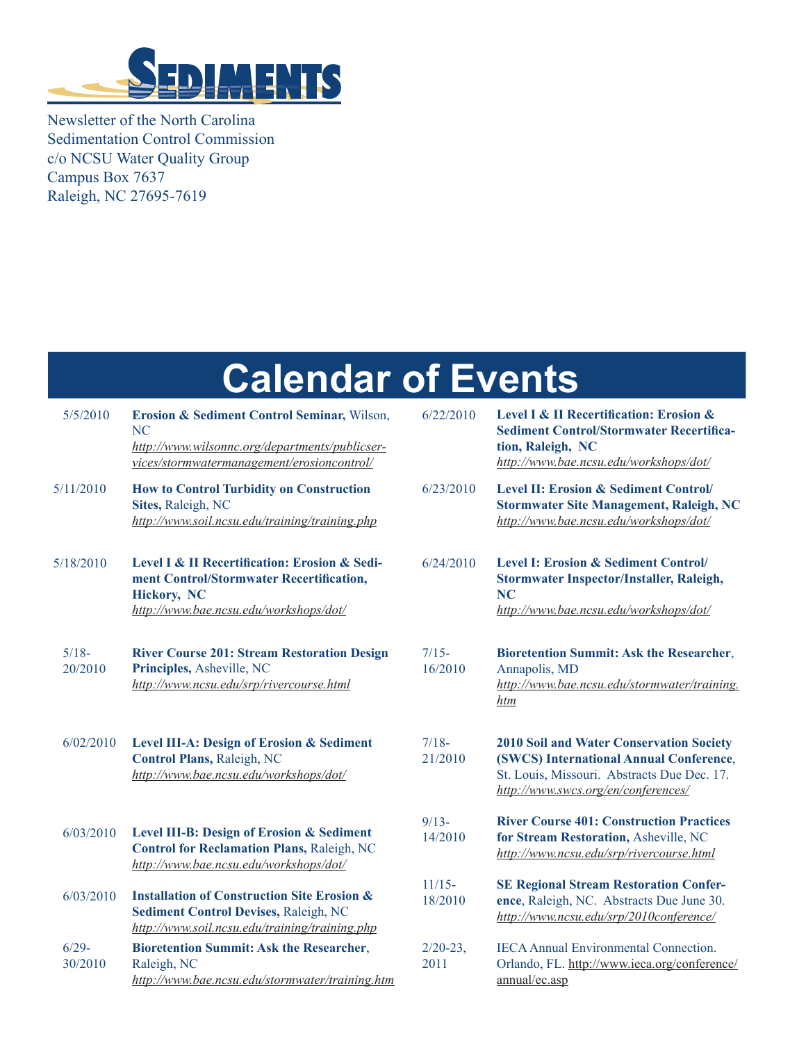# Sediments

Newsletter of the North Carolina
Sedimentation Control Commission
c/o NCSU Water Quality Group
Campus Box 7637
Raleigh, NC 27695-7619

## Calendar of Events

| | |
|---|---|
| 5/5/2010 | **Erosion & Sediment Control Seminar,** Wilson, NC *http://www.wilsonnc.org/departments/publicservices/stormwatermanagement/erosioncontrol/* |
| 5/11/2010 | **How to Control Turbidity on Construction Sites,** Raleigh, NC *http://www.soil.ncsu.edu/training/training.php* |
| 5/18/2010 | **Level I & II Recertification: Erosion & Sediment Control/Stormwater Recertification, Hickory, NC** *http://www.bae.ncsu.edu/workshops/dot/* |
| 5/18-20/2010 | **River Course 201: Stream Restoration Design Principles,** Asheville, NC *http://www.ncsu.edu/srp/rivercourse.html* |
| 6/02/2010 | **Level III-A: Design of Erosion & Sediment Control Plans,** Raleigh, NC *http://www.bae.ncsu.edu/workshops/dot/* |
| 6/03/2010 | **Level III-B: Design of Erosion & Sediment Control for Reclamation Plans,** Raleigh, NC *http://www.bae.ncsu.edu/workshops/dot/* |
| 6/03/2010 | **Installation of Construction Site Erosion & Sediment Control Devises,** Raleigh, NC *http://www.soil.ncsu.edu/training/training.php* |
| 6/29-30/2010 | **Bioretention Summit: Ask the Researcher**, Raleigh, NC *http://www.bae.ncsu.edu/stormwater/training.htm* |
| 6/22/2010 | **Level I & II Recertification: Erosion & Sediment Control/Stormwater Recertification, Raleigh, NC** *http://www.bae.ncsu.edu/workshops/dot/* |
| 6/23/2010 | **Level II: Erosion & Sediment Control/ Stormwater Site Management, Raleigh, NC** *http://www.bae.ncsu.edu/workshops/dot/* |
| 6/24/2010 | **Level I: Erosion & Sediment Control/ Stormwater Inspector/Installer, Raleigh, NC** *http://www.bae.ncsu.edu/workshops/dot/* |
| 7/15-16/2010 | **Bioretention Summit: Ask the Researcher**, Annapolis, MD *http://www.bae.ncsu.edu/stormwater/training.htm* |
| 7/18-21/2010 | **2010 Soil and Water Conservation Society (SWCS) International Annual Conference**, St. Louis, Missouri. Abstracts Due Dec. 17. *http://www.swcs.org/en/conferences/* |
| 9/13-14/2010 | **River Course 401: Construction Practices for Stream Restoration,** Asheville, NC *http://www.ncsu.edu/srp/rivercourse.html* |
| 11/15-18/2010 | **SE Regional Stream Restoration Conference**, Raleigh, NC. Abstracts Due June 30. *http://www.ncsu.edu/srp/2010conference/* |
| 2/20-23, 2011 | IECA Annual Environmental Connection. Orlando, FL. http://www.ieca.org/conference/annual/ec.asp |